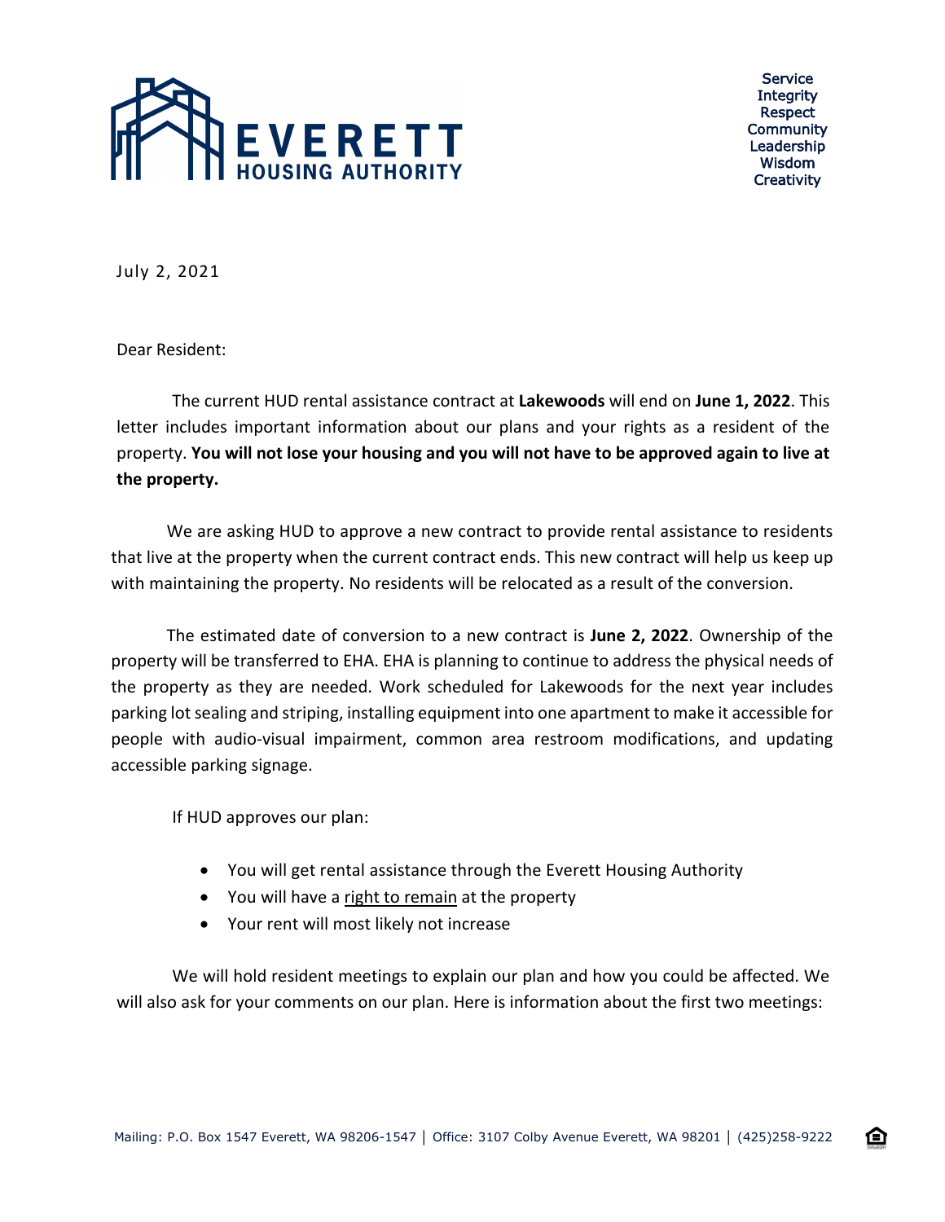EVERETT HOUSING AUTHORITY

Service
Integrity
Respect
Community
Leadership
Wisdom
Creativity

July 2, 2021

Dear Resident:

The current HUD rental assistance contract at **Lakewoods** will end on **June 1, 2022**. This letter includes important information about our plans and your rights as a resident of the property. **You will not lose your housing and you will not have to be approved again to live at the property.**

We are asking HUD to approve a new contract to provide rental assistance to residents that live at the property when the current contract ends. This new contract will help us keep up with maintaining the property. No residents will be relocated as a result of the conversion.

The estimated date of conversion to a new contract is **June 2, 2022**. Ownership of the property will be transferred to EHA. EHA is planning to continue to address the physical needs of the property as they are needed. Work scheduled for Lakewoods for the next year includes parking lot sealing and striping, installing equipment into one apartment to make it accessible for people with audio-visual impairment, common area restroom modifications, and updating accessible parking signage.

If HUD approves our plan:

- You will get rental assistance through the Everett Housing Authority
- You will have a right to remain at the property
- Your rent will most likely not increase

We will hold resident meetings to explain our plan and how you could be affected. We will also ask for your comments on our plan. Here is information about the first two meetings:

Mailing: P.O. Box 1547 Everett, WA 98206-1547 | Office: 3107 Colby Avenue Everett, WA 98201 | (425)258-9222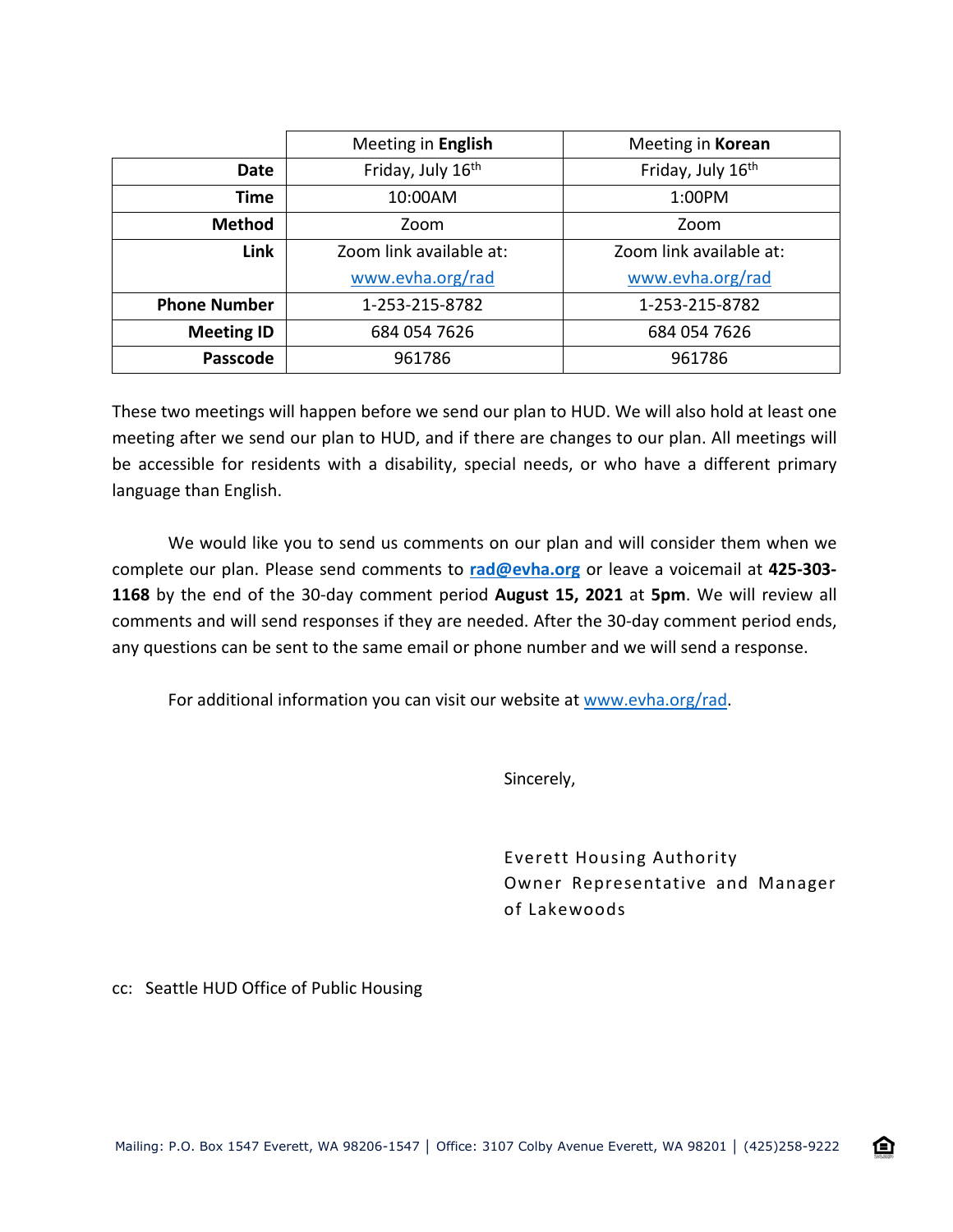| | Meeting in **English** | Meeting in **Korean** |
|---|---|---|
| **Date** | Friday, July 16th | Friday, July 16th |
| **Time** | 10:00AM | 1:00PM |
| **Method** | Zoom | Zoom |
| **Link** | Zoom link available at: www.evha.org/rad | Zoom link available at: www.evha.org/rad |
| **Phone Number** | 1-253-215-8782 | 1-253-215-8782 |
| **Meeting ID** | 684 054 7626 | 684 054 7626 |
| **Passcode** | 961786 | 961786 |

These two meetings will happen before we send our plan to HUD. We will also hold at least one meeting after we send our plan to HUD, and if there are changes to our plan. All meetings will be accessible for residents with a disability, special needs, or who have a different primary language than English.

We would like you to send us comments on our plan and will consider them when we complete our plan. Please send comments to **rad@evha.org** or leave a voicemail at **425-303-1168** by the end of the 30-day comment period **August 15, 2021** at **5pm**. We will review all comments and will send responses if they are needed. After the 30-day comment period ends, any questions can be sent to the same email or phone number and we will send a response.

For additional information you can visit our website at www.evha.org/rad.

Sincerely,

Everett Housing Authority
Owner Representative and Manager of Lakewoods

cc: Seattle HUD Office of Public Housing

Mailing: P.O. Box 1547 Everett, WA 98206-1547 | Office: 3107 Colby Avenue Everett, WA 98201 | (425)258-9222